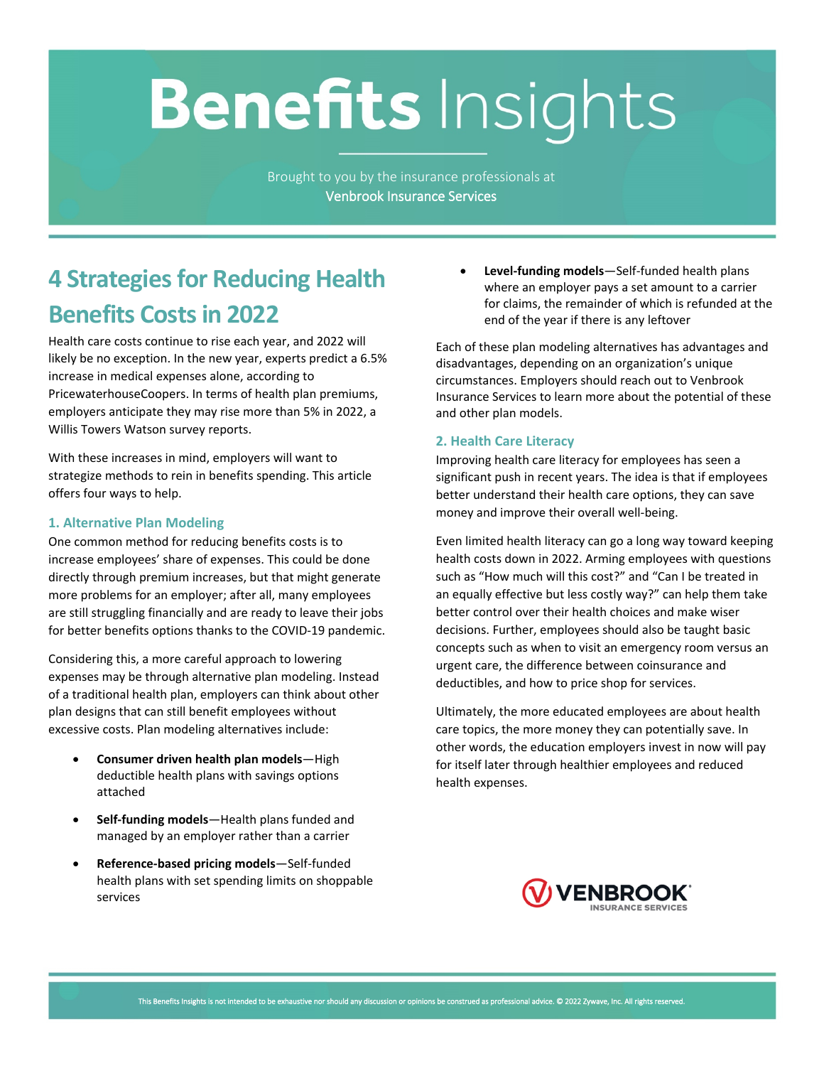# Benefits Insights

Brought to you by the insurance professionals at
Venbrook Insurance Services

## 4 Strategies for Reducing Health Benefits Costs in 2022

Health care costs continue to rise each year, and 2022 will likely be no exception. In the new year, experts predict a 6.5% increase in medical expenses alone, according to PricewaterhouseCoopers. In terms of health plan premiums, employers anticipate they may rise more than 5% in 2022, a Willis Towers Watson survey reports.

With these increases in mind, employers will want to strategize methods to rein in benefits spending. This article offers four ways to help.

### 1. Alternative Plan Modeling

One common method for reducing benefits costs is to increase employees' share of expenses. This could be done directly through premium increases, but that might generate more problems for an employer; after all, many employees are still struggling financially and are ready to leave their jobs for better benefits options thanks to the COVID-19 pandemic.

Considering this, a more careful approach to lowering expenses may be through alternative plan modeling. Instead of a traditional health plan, employers can think about other plan designs that can still benefit employees without excessive costs. Plan modeling alternatives include:

- **Consumer driven health plan models**—High deductible health plans with savings options attached
- **Self-funding models**—Health plans funded and managed by an employer rather than a carrier
- **Reference-based pricing models**—Self-funded health plans with set spending limits on shoppable services
- **Level-funding models**—Self-funded health plans where an employer pays a set amount to a carrier for claims, the remainder of which is refunded at the end of the year if there is any leftover

Each of these plan modeling alternatives has advantages and disadvantages, depending on an organization's unique circumstances. Employers should reach out to Venbrook Insurance Services to learn more about the potential of these and other plan models.

### 2. Health Care Literacy

Improving health care literacy for employees has seen a significant push in recent years. The idea is that if employees better understand their health care options, they can save money and improve their overall well-being.

Even limited health literacy can go a long way toward keeping health costs down in 2022. Arming employees with questions such as "How much will this cost?" and "Can I be treated in an equally effective but less costly way?" can help them take better control over their health choices and make wiser decisions. Further, employees should also be taught basic concepts such as when to visit an emergency room versus an urgent care, the difference between coinsurance and deductibles, and how to price shop for services.

Ultimately, the more educated employees are about health care topics, the more money they can potentially save. In other words, the education employers invest in now will pay for itself later through healthier employees and reduced health expenses.

VENBROOK INSURANCE SERVICES

This Benefits Insights is not intended to be exhaustive nor should any discussion or opinions be construed as professional advice. © 2022 Zywave, Inc. All rights reserved.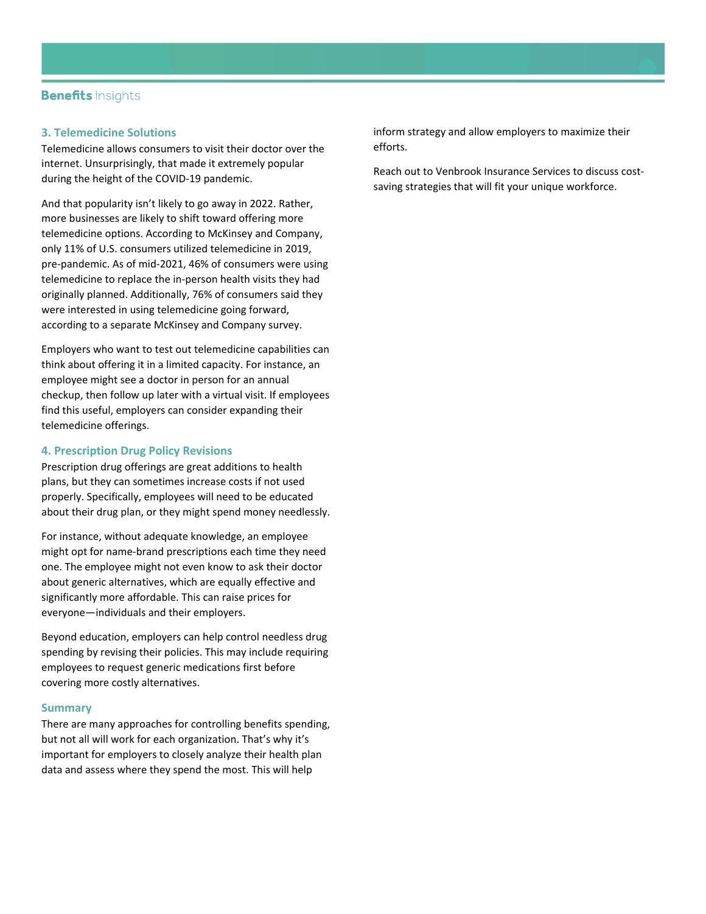### 3. Telemedicine Solutions

Telemedicine allows consumers to visit their doctor over the internet. Unsurprisingly, that made it extremely popular during the height of the COVID-19 pandemic.

And that popularity isn't likely to go away in 2022. Rather, more businesses are likely to shift toward offering more telemedicine options. According to McKinsey and Company, only 11% of U.S. consumers utilized telemedicine in 2019, pre-pandemic. As of mid-2021, 46% of consumers were using telemedicine to replace the in-person health visits they had originally planned. Additionally, 76% of consumers said they were interested in using telemedicine going forward, according to a separate McKinsey and Company survey.

Employers who want to test out telemedicine capabilities can think about offering it in a limited capacity. For instance, an employee might see a doctor in person for an annual checkup, then follow up later with a virtual visit. If employees find this useful, employers can consider expanding their telemedicine offerings.

### 4. Prescription Drug Policy Revisions

Prescription drug offerings are great additions to health plans, but they can sometimes increase costs if not used properly. Specifically, employees will need to be educated about their drug plan, or they might spend money needlessly.

For instance, without adequate knowledge, an employee might opt for name-brand prescriptions each time they need one. The employee might not even know to ask their doctor about generic alternatives, which are equally effective and significantly more affordable. This can raise prices for everyone—individuals and their employers.

Beyond education, employers can help control needless drug spending by revising their policies. This may include requiring employees to request generic medications first before covering more costly alternatives.

### Summary

There are many approaches for controlling benefits spending, but not all will work for each organization. That's why it's important for employers to closely analyze their health plan data and assess where they spend the most. This will help inform strategy and allow employers to maximize their efforts.

Reach out to Venbrook Insurance Services to discuss cost-saving strategies that will fit your unique workforce.